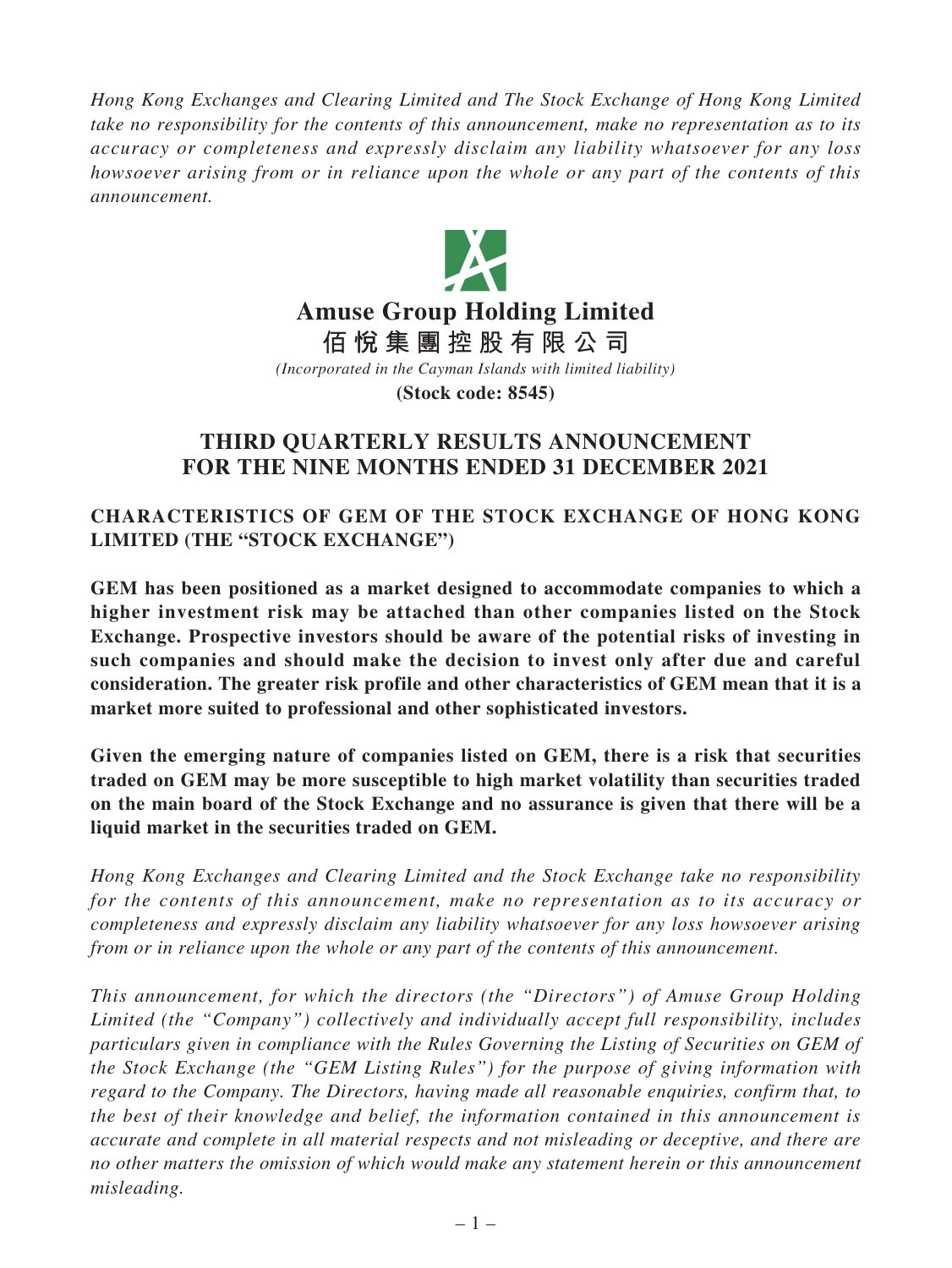*Hong Kong Exchanges and Clearing Limited and The Stock Exchange of Hong Kong Limited take no responsibility for the contents of this announcement, make no representation as to its accuracy or completeness and expressly disclaim any liability whatsoever for any loss howsoever arising from or in reliance upon the whole or any part of the contents of this announcement.*

# Amuse Group Holding Limited

# 佰悅集團控股有限公司

*(Incorporated in the Cayman Islands with limited liability)*

**(Stock code: 8545)**

## THIRD QUARTERLY RESULTS ANNOUNCEMENT FOR THE NINE MONTHS ENDED 31 DECEMBER 2021

### CHARACTERISTICS OF GEM OF THE STOCK EXCHANGE OF HONG KONG LIMITED (THE "STOCK EXCHANGE")

**GEM has been positioned as a market designed to accommodate companies to which a higher investment risk may be attached than other companies listed on the Stock Exchange. Prospective investors should be aware of the potential risks of investing in such companies and should make the decision to invest only after due and careful consideration. The greater risk profile and other characteristics of GEM mean that it is a market more suited to professional and other sophisticated investors.**

**Given the emerging nature of companies listed on GEM, there is a risk that securities traded on GEM may be more susceptible to high market volatility than securities traded on the main board of the Stock Exchange and no assurance is given that there will be a liquid market in the securities traded on GEM.**

*Hong Kong Exchanges and Clearing Limited and the Stock Exchange take no responsibility for the contents of this announcement, make no representation as to its accuracy or completeness and expressly disclaim any liability whatsoever for any loss howsoever arising from or in reliance upon the whole or any part of the contents of this announcement.*

*This announcement, for which the directors (the "Directors") of Amuse Group Holding Limited (the "Company") collectively and individually accept full responsibility, includes particulars given in compliance with the Rules Governing the Listing of Securities on GEM of the Stock Exchange (the "GEM Listing Rules") for the purpose of giving information with regard to the Company. The Directors, having made all reasonable enquiries, confirm that, to the best of their knowledge and belief, the information contained in this announcement is accurate and complete in all material respects and not misleading or deceptive, and there are no other matters the omission of which would make any statement herein or this announcement misleading.*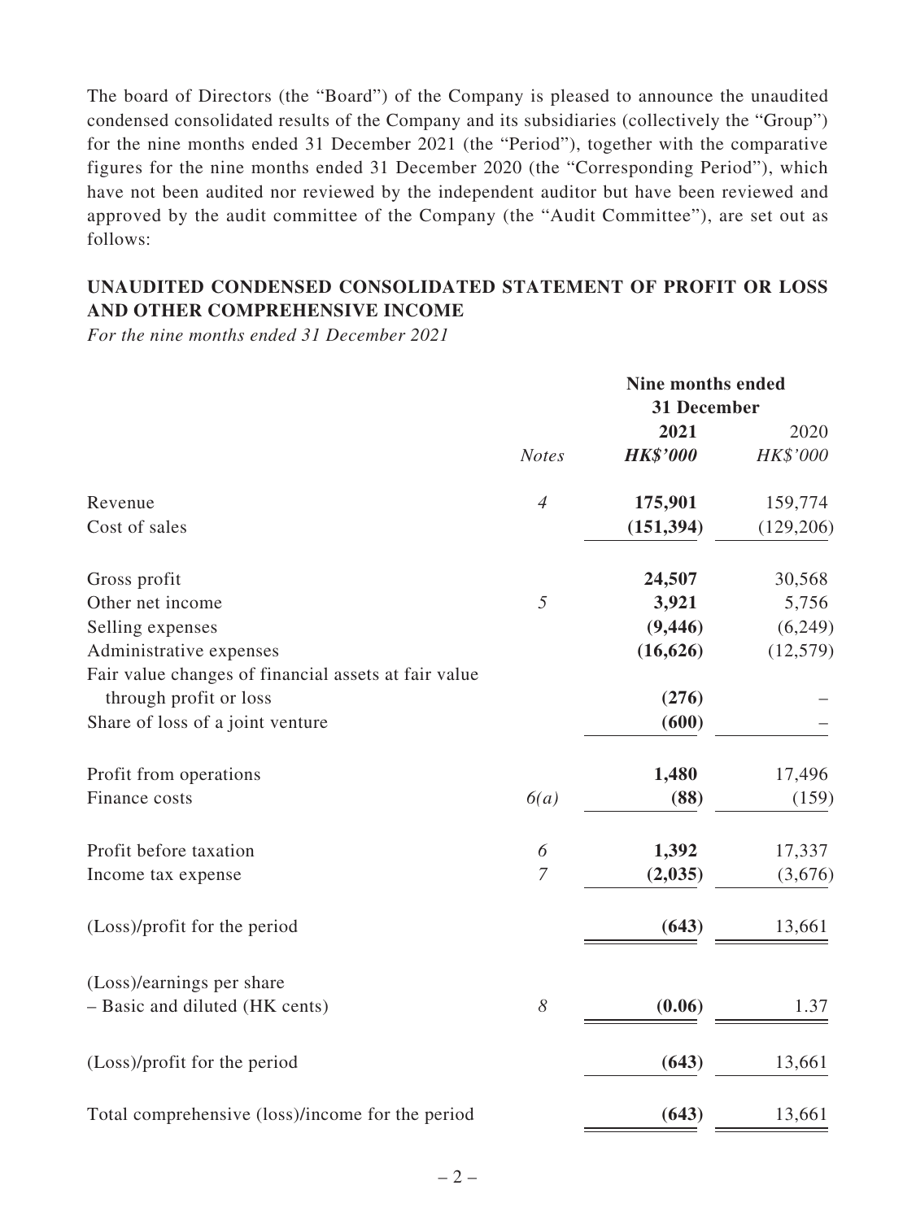The board of Directors (the "Board") of the Company is pleased to announce the unaudited condensed consolidated results of the Company and its subsidiaries (collectively the "Group") for the nine months ended 31 December 2021 (the "Period"), together with the comparative figures for the nine months ended 31 December 2020 (the "Corresponding Period"), which have not been audited nor reviewed by the independent auditor but have been reviewed and approved by the audit committee of the Company (the "Audit Committee"), are set out as follows:

## UNAUDITED CONDENSED CONSOLIDATED STATEMENT OF PROFIT OR LOSS AND OTHER COMPREHENSIVE INCOME

*For the nine months ended 31 December 2021*

| | | Nine months ended 31 December | |
|---|---|---|---|
| | | **2021** | 2020 |
| | *Notes* | ***HK$'000*** | *HK$'000* |
| Revenue | *4* | **175,901** | 159,774 |
| Cost of sales | | **(151,394)** | (129,206) |
| Gross profit | | **24,507** | 30,568 |
| Other net income | *5* | **3,921** | 5,756 |
| Selling expenses | | **(9,446)** | (6,249) |
| Administrative expenses | | **(16,626)** | (12,579) |
| Fair value changes of financial assets at fair value through profit or loss | | **(276)** | – |
| Share of loss of a joint venture | | **(600)** | – |
| Profit from operations | | **1,480** | 17,496 |
| Finance costs | *6(a)* | **(88)** | (159) |
| Profit before taxation | *6* | **1,392** | 17,337 |
| Income tax expense | *7* | **(2,035)** | (3,676) |
| (Loss)/profit for the period | | **(643)** | 13,661 |
| (Loss)/earnings per share<br>– Basic and diluted (HK cents) | *8* | **(0.06)** | 1.37 |
| (Loss)/profit for the period | | **(643)** | 13,661 |
| Total comprehensive (loss)/income for the period | | **(643)** | 13,661 |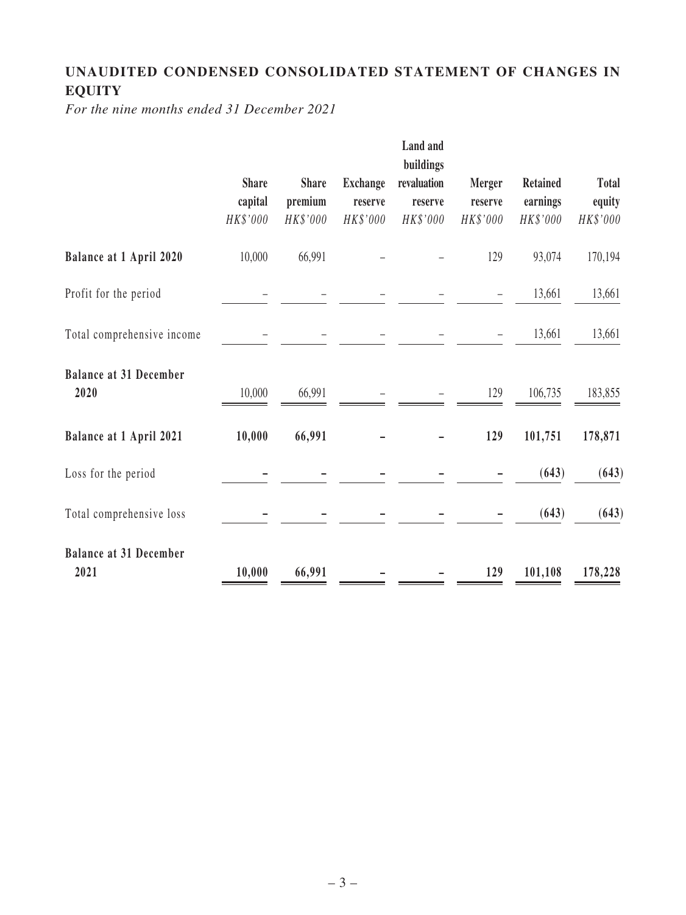## UNAUDITED CONDENSED CONSOLIDATED STATEMENT OF CHANGES IN EQUITY

*For the nine months ended 31 December 2021*

| | Share capital | Share premium | Exchange reserve | Land and buildings revaluation reserve | Merger reserve | Retained earnings | Total equity |
|---|---|---|---|---|---|---|---|
| | *HK$'000* | *HK$'000* | *HK$'000* | *HK$'000* | *HK$'000* | *HK$'000* | *HK$'000* |
| **Balance at 1 April 2020** | 10,000 | 66,991 | – | – | 129 | 93,074 | 170,194 |
| Profit for the period | – | – | – | – | – | 13,661 | 13,661 |
| Total comprehensive income | – | – | – | – | – | 13,661 | 13,661 |
| **Balance at 31 December 2020** | 10,000 | 66,991 | – | – | 129 | 106,735 | 183,855 |
| **Balance at 1 April 2021** | **10,000** | **66,991** | **–** | **–** | **129** | **101,751** | **178,871** |
| Loss for the period | **–** | **–** | **–** | **–** | **–** | **(643)** | **(643)** |
| Total comprehensive loss | **–** | **–** | **–** | **–** | **–** | **(643)** | **(643)** |
| **Balance at 31 December 2021** | **10,000** | **66,991** | **–** | **–** | **129** | **101,108** | **178,228** |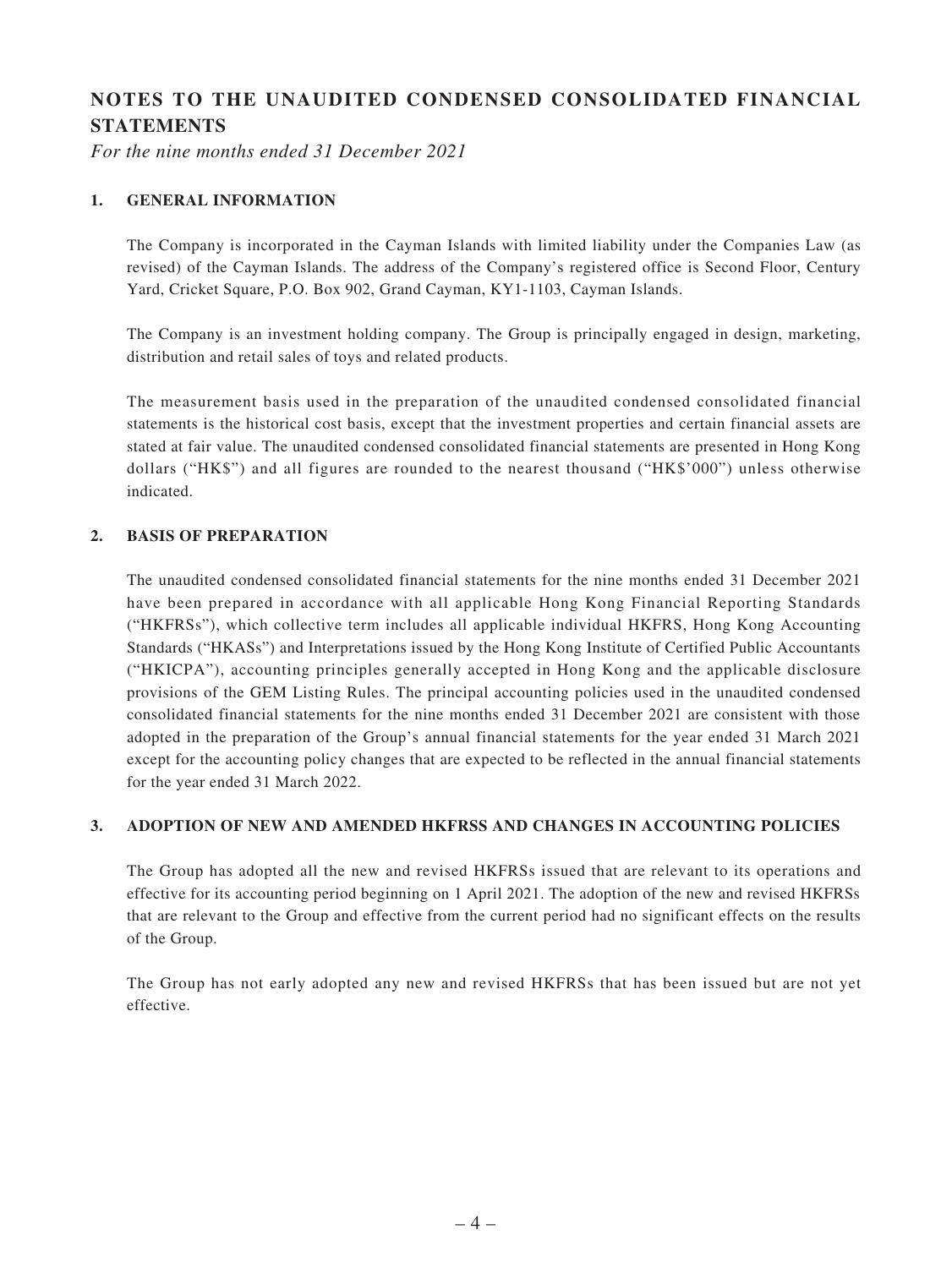# NOTES TO THE UNAUDITED CONDENSED CONSOLIDATED FINANCIAL STATEMENTS

*For the nine months ended 31 December 2021*

## 1. GENERAL INFORMATION

The Company is incorporated in the Cayman Islands with limited liability under the Companies Law (as revised) of the Cayman Islands. The address of the Company's registered office is Second Floor, Century Yard, Cricket Square, P.O. Box 902, Grand Cayman, KY1-1103, Cayman Islands.

The Company is an investment holding company. The Group is principally engaged in design, marketing, distribution and retail sales of toys and related products.

The measurement basis used in the preparation of the unaudited condensed consolidated financial statements is the historical cost basis, except that the investment properties and certain financial assets are stated at fair value. The unaudited condensed consolidated financial statements are presented in Hong Kong dollars ("HK$") and all figures are rounded to the nearest thousand ("HK$'000") unless otherwise indicated.

## 2. BASIS OF PREPARATION

The unaudited condensed consolidated financial statements for the nine months ended 31 December 2021 have been prepared in accordance with all applicable Hong Kong Financial Reporting Standards ("HKFRSs"), which collective term includes all applicable individual HKFRS, Hong Kong Accounting Standards ("HKASs") and Interpretations issued by the Hong Kong Institute of Certified Public Accountants ("HKICPA"), accounting principles generally accepted in Hong Kong and the applicable disclosure provisions of the GEM Listing Rules. The principal accounting policies used in the unaudited condensed consolidated financial statements for the nine months ended 31 December 2021 are consistent with those adopted in the preparation of the Group's annual financial statements for the year ended 31 March 2021 except for the accounting policy changes that are expected to be reflected in the annual financial statements for the year ended 31 March 2022.

## 3. ADOPTION OF NEW AND AMENDED HKFRSS AND CHANGES IN ACCOUNTING POLICIES

The Group has adopted all the new and revised HKFRSs issued that are relevant to its operations and effective for its accounting period beginning on 1 April 2021. The adoption of the new and revised HKFRSs that are relevant to the Group and effective from the current period had no significant effects on the results of the Group.

The Group has not early adopted any new and revised HKFRSs that has been issued but are not yet effective.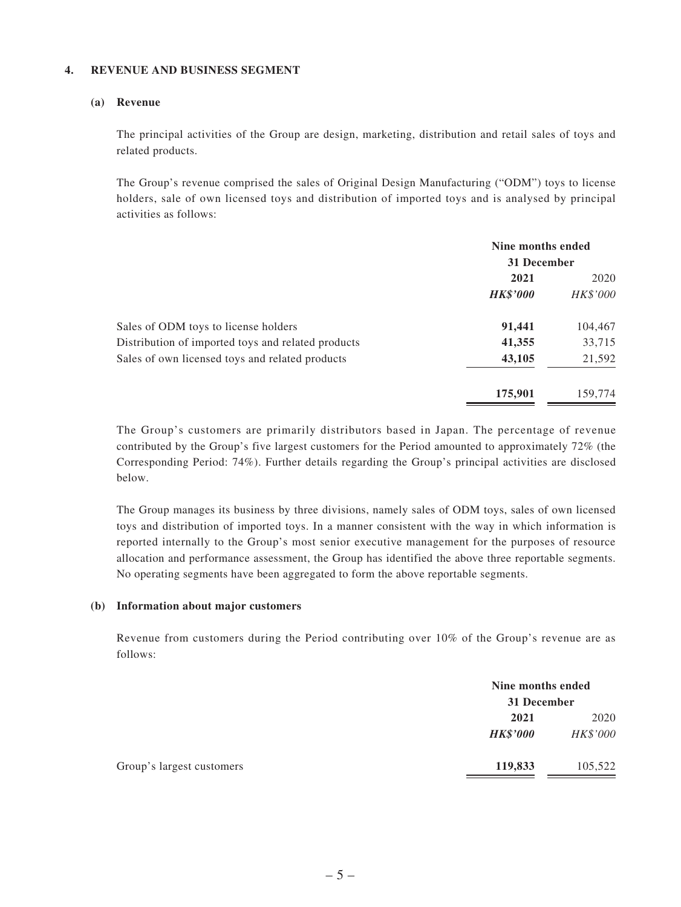## 4. REVENUE AND BUSINESS SEGMENT

### (a) Revenue

The principal activities of the Group are design, marketing, distribution and retail sales of toys and related products.

The Group's revenue comprised the sales of Original Design Manufacturing ("ODM") toys to license holders, sale of own licensed toys and distribution of imported toys and is analysed by principal activities as follows:

| | Nine months ended 31 December | |
|---|---|---|
| | **2021** | 2020 |
| | ***HK$'000*** | *HK$'000* |
| Sales of ODM toys to license holders | **91,441** | 104,467 |
| Distribution of imported toys and related products | **41,355** | 33,715 |
| Sales of own licensed toys and related products | **43,105** | 21,592 |
| | **175,901** | 159,774 |

The Group's customers are primarily distributors based in Japan. The percentage of revenue contributed by the Group's five largest customers for the Period amounted to approximately 72% (the Corresponding Period: 74%). Further details regarding the Group's principal activities are disclosed below.

The Group manages its business by three divisions, namely sales of ODM toys, sales of own licensed toys and distribution of imported toys. In a manner consistent with the way in which information is reported internally to the Group's most senior executive management for the purposes of resource allocation and performance assessment, the Group has identified the above three reportable segments. No operating segments have been aggregated to form the above reportable segments.

### (b) Information about major customers

Revenue from customers during the Period contributing over 10% of the Group's revenue are as follows:

| | Nine months ended 31 December | |
|---|---|---|
| | **2021** | 2020 |
| | ***HK$'000*** | *HK$'000* |
| Group's largest customers | **119,833** | 105,522 |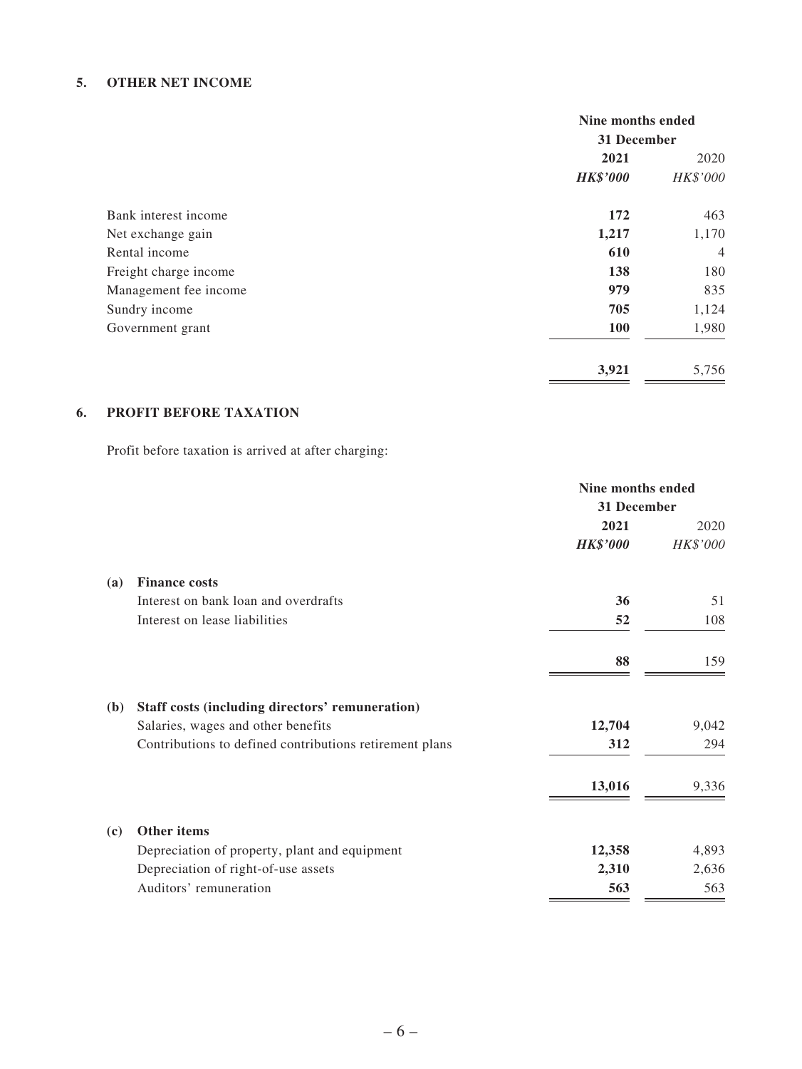## 5. OTHER NET INCOME

| | Nine months ended 31 December | |
|---|---|---|
| | **2021** | 2020 |
| | ***HK$'000*** | *HK$'000* |
| Bank interest income | **172** | 463 |
| Net exchange gain | **1,217** | 1,170 |
| Rental income | **610** | 4 |
| Freight charge income | **138** | 180 |
| Management fee income | **979** | 835 |
| Sundry income | **705** | 1,124 |
| Government grant | **100** | 1,980 |
| | **3,921** | 5,756 |

## 6. PROFIT BEFORE TAXATION

Profit before taxation is arrived at after charging:

| | | Nine months ended 31 December | |
|---|---|---|---|
| | | **2021** | 2020 |
| | | ***HK$'000*** | *HK$'000* |
| **(a)** | **Finance costs** | | |
| | Interest on bank loan and overdrafts | **36** | 51 |
| | Interest on lease liabilities | **52** | 108 |
| | | **88** | 159 |
| **(b)** | **Staff costs (including directors' remuneration)** | | |
| | Salaries, wages and other benefits | **12,704** | 9,042 |
| | Contributions to defined contributions retirement plans | **312** | 294 |
| | | **13,016** | 9,336 |
| **(c)** | **Other items** | | |
| | Depreciation of property, plant and equipment | **12,358** | 4,893 |
| | Depreciation of right-of-use assets | **2,310** | 2,636 |
| | Auditors' remuneration | **563** | 563 |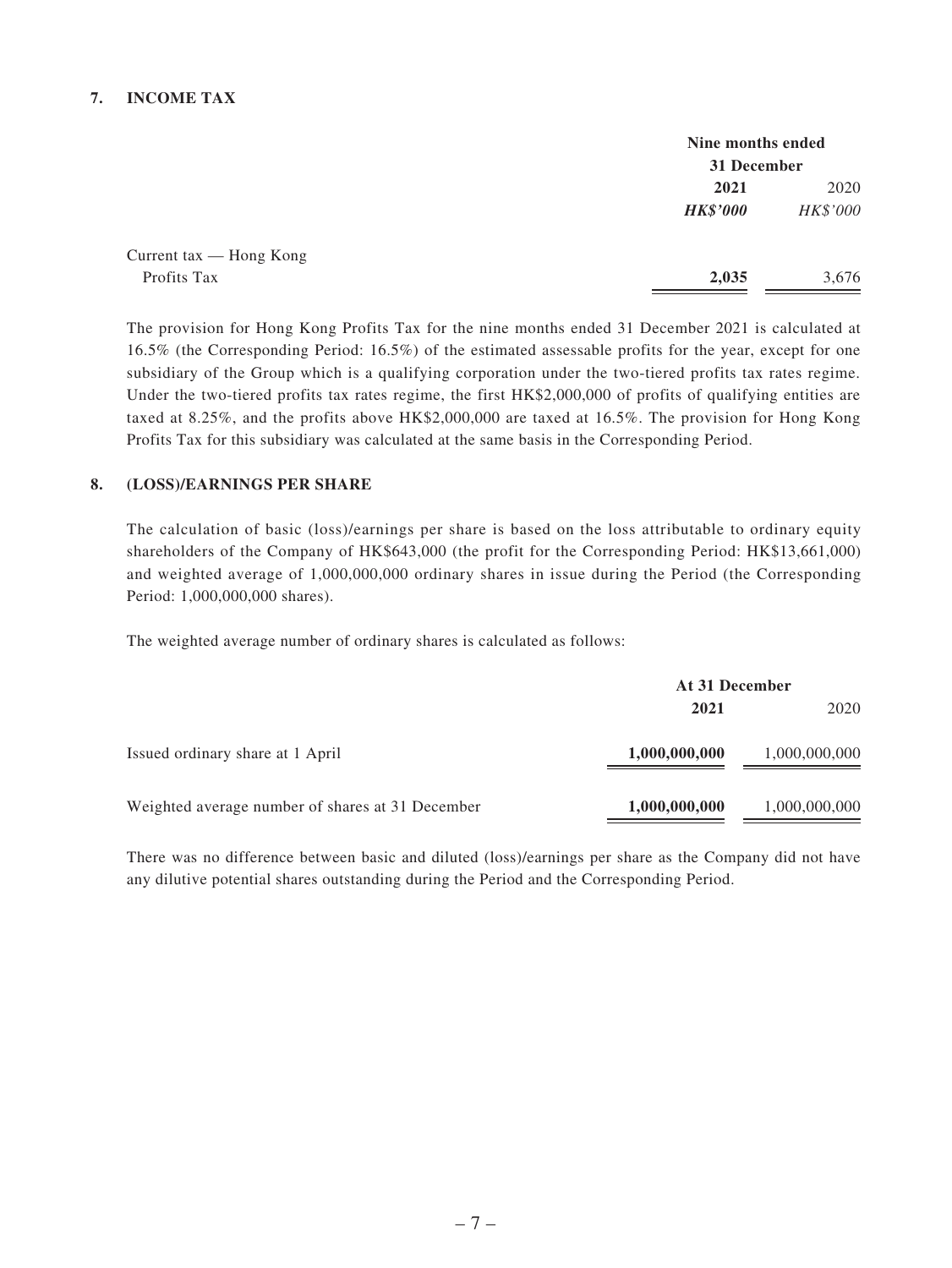## 7. INCOME TAX

| | Nine months ended 31 December | |
|---|---|---|
| | **2021** | 2020 |
| | ***HK$'000*** | *HK$'000* |
| Current tax — Hong Kong Profits Tax | **2,035** | 3,676 |

The provision for Hong Kong Profits Tax for the nine months ended 31 December 2021 is calculated at 16.5% (the Corresponding Period: 16.5%) of the estimated assessable profits for the year, except for one subsidiary of the Group which is a qualifying corporation under the two-tiered profits tax rates regime. Under the two-tiered profits tax rates regime, the first HK$2,000,000 of profits of qualifying entities are taxed at 8.25%, and the profits above HK$2,000,000 are taxed at 16.5%. The provision for Hong Kong Profits Tax for this subsidiary was calculated at the same basis in the Corresponding Period.

## 8. (LOSS)/EARNINGS PER SHARE

The calculation of basic (loss)/earnings per share is based on the loss attributable to ordinary equity shareholders of the Company of HK$643,000 (the profit for the Corresponding Period: HK$13,661,000) and weighted average of 1,000,000,000 ordinary shares in issue during the Period (the Corresponding Period: 1,000,000,000 shares).

The weighted average number of ordinary shares is calculated as follows:

| | At 31 December | |
|---|---|---|
| | **2021** | 2020 |
| Issued ordinary share at 1 April | **1,000,000,000** | 1,000,000,000 |
| Weighted average number of shares at 31 December | **1,000,000,000** | 1,000,000,000 |

There was no difference between basic and diluted (loss)/earnings per share as the Company did not have any dilutive potential shares outstanding during the Period and the Corresponding Period.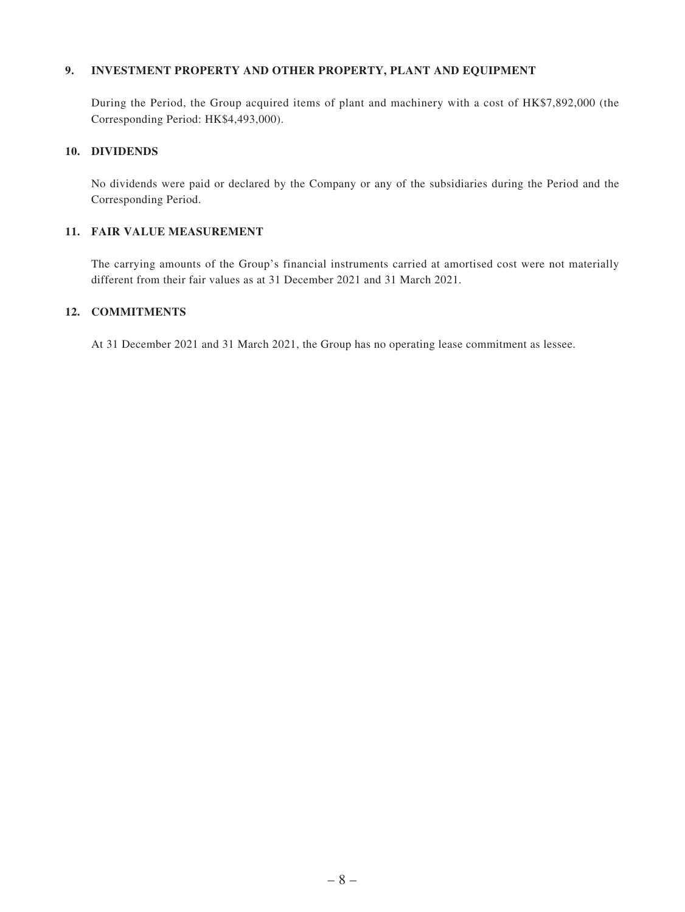## 9. INVESTMENT PROPERTY AND OTHER PROPERTY, PLANT AND EQUIPMENT

During the Period, the Group acquired items of plant and machinery with a cost of HK$7,892,000 (the Corresponding Period: HK$4,493,000).

## 10. DIVIDENDS

No dividends were paid or declared by the Company or any of the subsidiaries during the Period and the Corresponding Period.

## 11. FAIR VALUE MEASUREMENT

The carrying amounts of the Group's financial instruments carried at amortised cost were not materially different from their fair values as at 31 December 2021 and 31 March 2021.

## 12. COMMITMENTS

At 31 December 2021 and 31 March 2021, the Group has no operating lease commitment as lessee.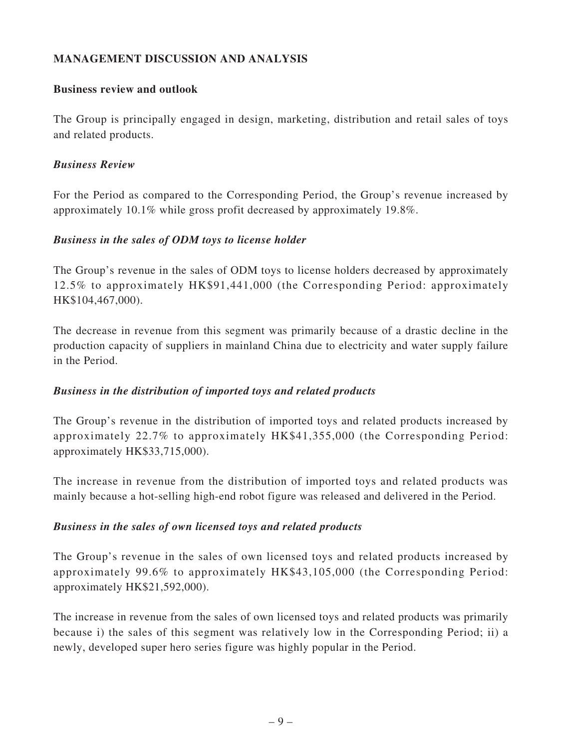## MANAGEMENT DISCUSSION AND ANALYSIS

### Business review and outlook

The Group is principally engaged in design, marketing, distribution and retail sales of toys and related products.

#### *Business Review*

For the Period as compared to the Corresponding Period, the Group's revenue increased by approximately 10.1% while gross profit decreased by approximately 19.8%.

#### *Business in the sales of ODM toys to license holder*

The Group's revenue in the sales of ODM toys to license holders decreased by approximately 12.5% to approximately HK$91,441,000 (the Corresponding Period: approximately HK$104,467,000).

The decrease in revenue from this segment was primarily because of a drastic decline in the production capacity of suppliers in mainland China due to electricity and water supply failure in the Period.

#### *Business in the distribution of imported toys and related products*

The Group's revenue in the distribution of imported toys and related products increased by approximately 22.7% to approximately HK$41,355,000 (the Corresponding Period: approximately HK$33,715,000).

The increase in revenue from the distribution of imported toys and related products was mainly because a hot-selling high-end robot figure was released and delivered in the Period.

#### *Business in the sales of own licensed toys and related products*

The Group's revenue in the sales of own licensed toys and related products increased by approximately 99.6% to approximately HK$43,105,000 (the Corresponding Period: approximately HK$21,592,000).

The increase in revenue from the sales of own licensed toys and related products was primarily because i) the sales of this segment was relatively low in the Corresponding Period; ii) a newly, developed super hero series figure was highly popular in the Period.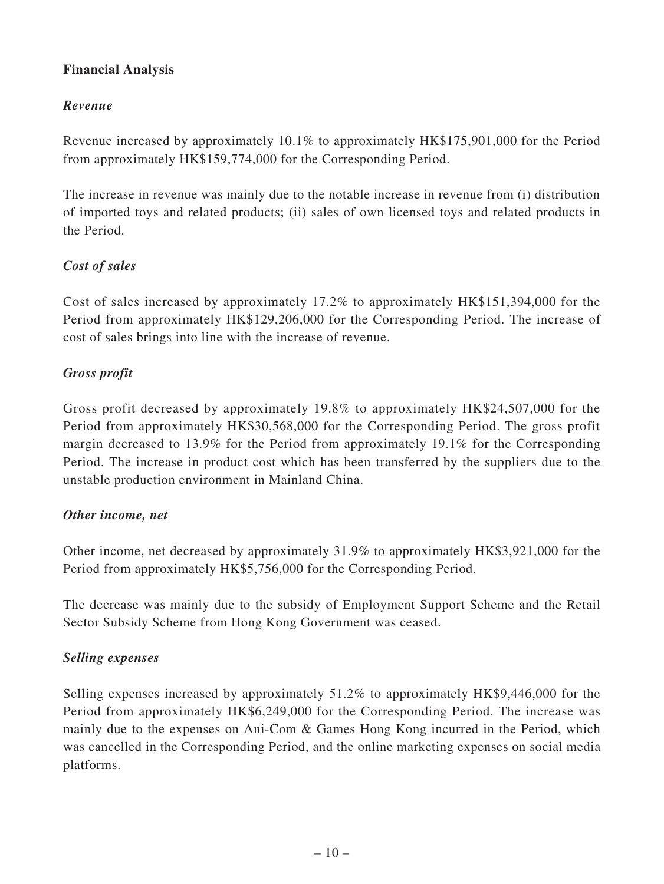## Financial Analysis

### *Revenue*

Revenue increased by approximately 10.1% to approximately HK$175,901,000 for the Period from approximately HK$159,774,000 for the Corresponding Period.

The increase in revenue was mainly due to the notable increase in revenue from (i) distribution of imported toys and related products; (ii) sales of own licensed toys and related products in the Period.

### *Cost of sales*

Cost of sales increased by approximately 17.2% to approximately HK$151,394,000 for the Period from approximately HK$129,206,000 for the Corresponding Period. The increase of cost of sales brings into line with the increase of revenue.

### *Gross profit*

Gross profit decreased by approximately 19.8% to approximately HK$24,507,000 for the Period from approximately HK$30,568,000 for the Corresponding Period. The gross profit margin decreased to 13.9% for the Period from approximately 19.1% for the Corresponding Period. The increase in product cost which has been transferred by the suppliers due to the unstable production environment in Mainland China.

### *Other income, net*

Other income, net decreased by approximately 31.9% to approximately HK$3,921,000 for the Period from approximately HK$5,756,000 for the Corresponding Period.

The decrease was mainly due to the subsidy of Employment Support Scheme and the Retail Sector Subsidy Scheme from Hong Kong Government was ceased.

### *Selling expenses*

Selling expenses increased by approximately 51.2% to approximately HK$9,446,000 for the Period from approximately HK$6,249,000 for the Corresponding Period. The increase was mainly due to the expenses on Ani-Com & Games Hong Kong incurred in the Period, which was cancelled in the Corresponding Period, and the online marketing expenses on social media platforms.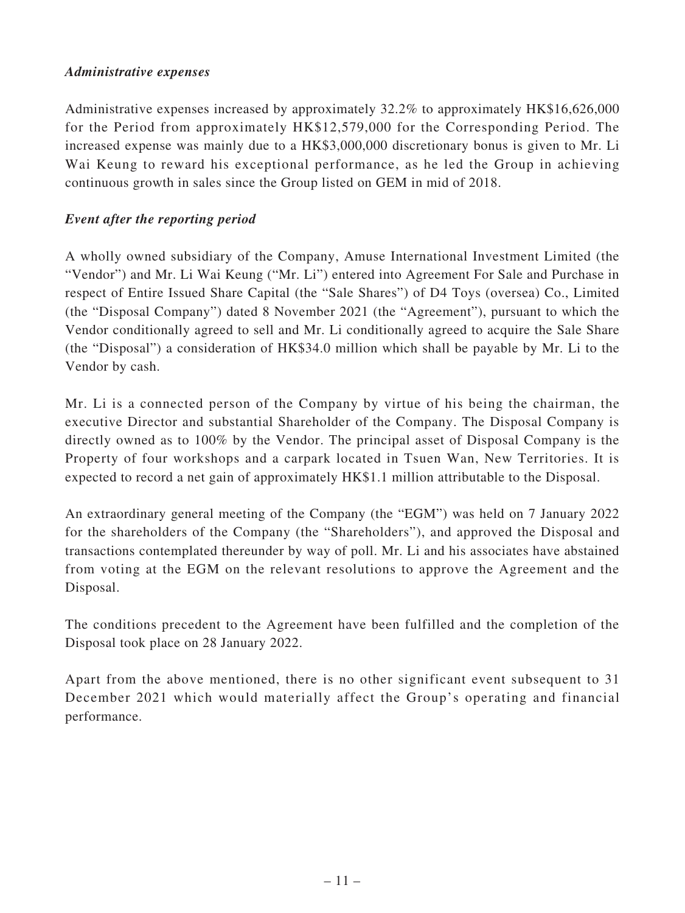***Administrative expenses***

Administrative expenses increased by approximately 32.2% to approximately HK$16,626,000 for the Period from approximately HK$12,579,000 for the Corresponding Period. The increased expense was mainly due to a HK$3,000,000 discretionary bonus is given to Mr. Li Wai Keung to reward his exceptional performance, as he led the Group in achieving continuous growth in sales since the Group listed on GEM in mid of 2018.

***Event after the reporting period***

A wholly owned subsidiary of the Company, Amuse International Investment Limited (the "Vendor") and Mr. Li Wai Keung ("Mr. Li") entered into Agreement For Sale and Purchase in respect of Entire Issued Share Capital (the "Sale Shares") of D4 Toys (oversea) Co., Limited (the "Disposal Company") dated 8 November 2021 (the "Agreement"), pursuant to which the Vendor conditionally agreed to sell and Mr. Li conditionally agreed to acquire the Sale Share (the "Disposal") a consideration of HK$34.0 million which shall be payable by Mr. Li to the Vendor by cash.

Mr. Li is a connected person of the Company by virtue of his being the chairman, the executive Director and substantial Shareholder of the Company. The Disposal Company is directly owned as to 100% by the Vendor. The principal asset of Disposal Company is the Property of four workshops and a carpark located in Tsuen Wan, New Territories. It is expected to record a net gain of approximately HK$1.1 million attributable to the Disposal.

An extraordinary general meeting of the Company (the "EGM") was held on 7 January 2022 for the shareholders of the Company (the "Shareholders"), and approved the Disposal and transactions contemplated thereunder by way of poll. Mr. Li and his associates have abstained from voting at the EGM on the relevant resolutions to approve the Agreement and the Disposal.

The conditions precedent to the Agreement have been fulfilled and the completion of the Disposal took place on 28 January 2022.

Apart from the above mentioned, there is no other significant event subsequent to 31 December 2021 which would materially affect the Group's operating and financial performance.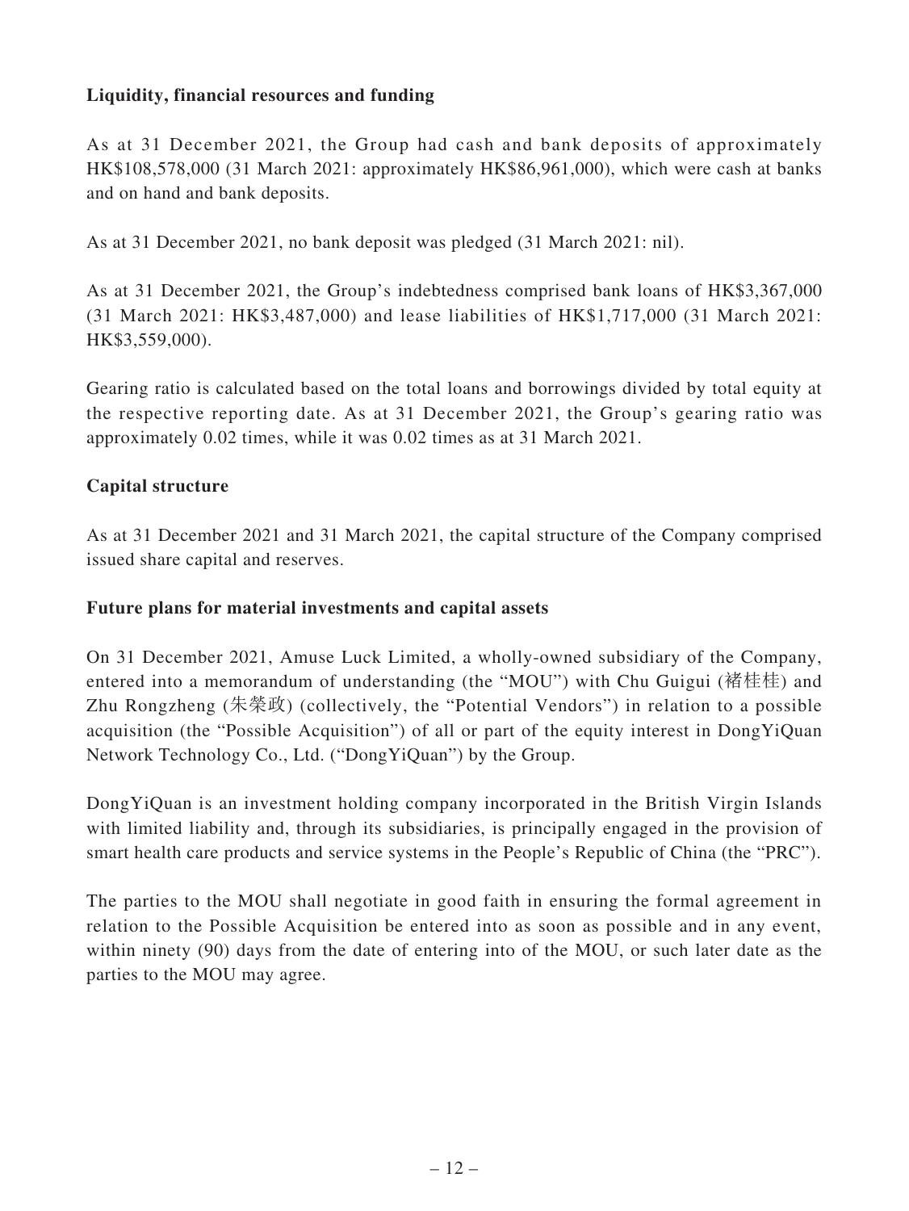**Liquidity, financial resources and funding**

As at 31 December 2021, the Group had cash and bank deposits of approximately HK$108,578,000 (31 March 2021: approximately HK$86,961,000), which were cash at banks and on hand and bank deposits.

As at 31 December 2021, no bank deposit was pledged (31 March 2021: nil).

As at 31 December 2021, the Group's indebtedness comprised bank loans of HK$3,367,000 (31 March 2021: HK$3,487,000) and lease liabilities of HK$1,717,000 (31 March 2021: HK$3,559,000).

Gearing ratio is calculated based on the total loans and borrowings divided by total equity at the respective reporting date. As at 31 December 2021, the Group's gearing ratio was approximately 0.02 times, while it was 0.02 times as at 31 March 2021.

**Capital structure**

As at 31 December 2021 and 31 March 2021, the capital structure of the Company comprised issued share capital and reserves.

**Future plans for material investments and capital assets**

On 31 December 2021, Amuse Luck Limited, a wholly-owned subsidiary of the Company, entered into a memorandum of understanding (the "MOU") with Chu Guigui (褚桂桂) and Zhu Rongzheng (朱榮政) (collectively, the "Potential Vendors") in relation to a possible acquisition (the "Possible Acquisition") of all or part of the equity interest in DongYiQuan Network Technology Co., Ltd. ("DongYiQuan") by the Group.

DongYiQuan is an investment holding company incorporated in the British Virgin Islands with limited liability and, through its subsidiaries, is principally engaged in the provision of smart health care products and service systems in the People's Republic of China (the "PRC").

The parties to the MOU shall negotiate in good faith in ensuring the formal agreement in relation to the Possible Acquisition be entered into as soon as possible and in any event, within ninety (90) days from the date of entering into of the MOU, or such later date as the parties to the MOU may agree.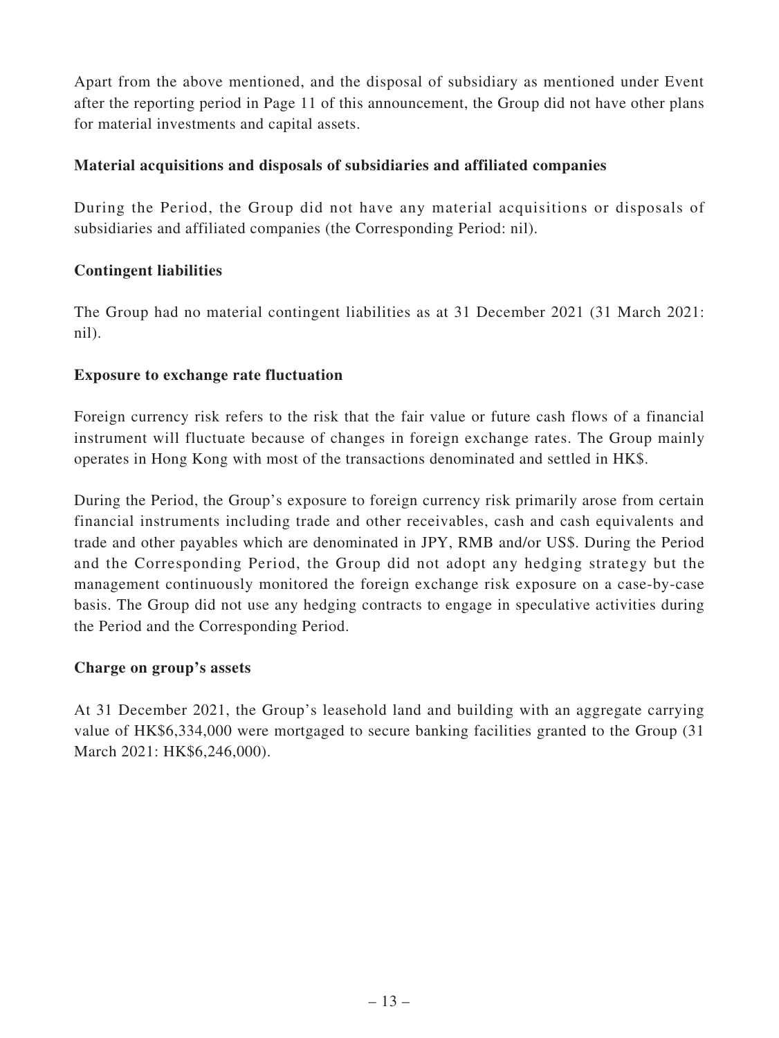Apart from the above mentioned, and the disposal of subsidiary as mentioned under Event after the reporting period in Page 11 of this announcement, the Group did not have other plans for material investments and capital assets.

**Material acquisitions and disposals of subsidiaries and affiliated companies**

During the Period, the Group did not have any material acquisitions or disposals of subsidiaries and affiliated companies (the Corresponding Period: nil).

**Contingent liabilities**

The Group had no material contingent liabilities as at 31 December 2021 (31 March 2021: nil).

**Exposure to exchange rate fluctuation**

Foreign currency risk refers to the risk that the fair value or future cash flows of a financial instrument will fluctuate because of changes in foreign exchange rates. The Group mainly operates in Hong Kong with most of the transactions denominated and settled in HK$.

During the Period, the Group's exposure to foreign currency risk primarily arose from certain financial instruments including trade and other receivables, cash and cash equivalents and trade and other payables which are denominated in JPY, RMB and/or US$. During the Period and the Corresponding Period, the Group did not adopt any hedging strategy but the management continuously monitored the foreign exchange risk exposure on a case-by-case basis. The Group did not use any hedging contracts to engage in speculative activities during the Period and the Corresponding Period.

**Charge on group's assets**

At 31 December 2021, the Group's leasehold land and building with an aggregate carrying value of HK$6,334,000 were mortgaged to secure banking facilities granted to the Group (31 March 2021: HK$6,246,000).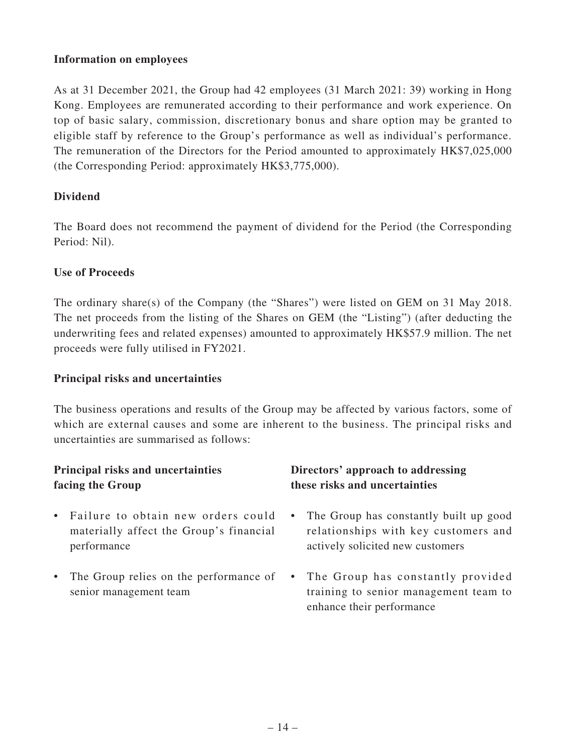**Information on employees**

As at 31 December 2021, the Group had 42 employees (31 March 2021: 39) working in Hong Kong. Employees are remunerated according to their performance and work experience. On top of basic salary, commission, discretionary bonus and share option may be granted to eligible staff by reference to the Group's performance as well as individual's performance. The remuneration of the Directors for the Period amounted to approximately HK$7,025,000 (the Corresponding Period: approximately HK$3,775,000).

**Dividend**

The Board does not recommend the payment of dividend for the Period (the Corresponding Period: Nil).

**Use of Proceeds**

The ordinary share(s) of the Company (the "Shares") were listed on GEM on 31 May 2018. The net proceeds from the listing of the Shares on GEM (the "Listing") (after deducting the underwriting fees and related expenses) amounted to approximately HK$57.9 million. The net proceeds were fully utilised in FY2021.

**Principal risks and uncertainties**

The business operations and results of the Group may be affected by various factors, some of which are external causes and some are inherent to the business. The principal risks and uncertainties are summarised as follows:

| Principal risks and uncertainties facing the Group | Directors' approach to addressing these risks and uncertainties |
|---|---|
| • Failure to obtain new orders could materially affect the Group's financial performance | • The Group has constantly built up good relationships with key customers and actively solicited new customers |
| • The Group relies on the performance of senior management team | • The Group has constantly provided training to senior management team to enhance their performance |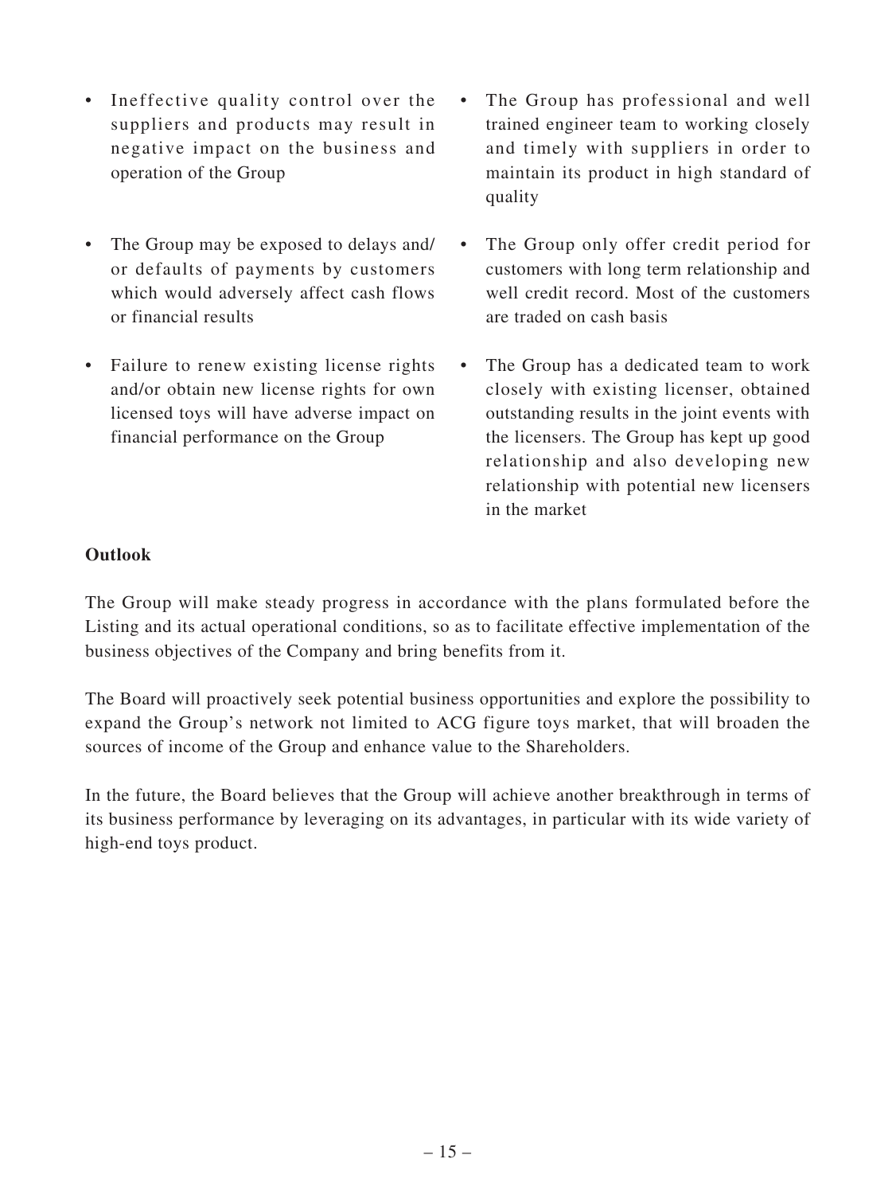| | |
|---|---|
| • Ineffective quality control over the suppliers and products may result in negative impact on the business and operation of the Group | • The Group has professional and well trained engineer team to working closely and timely with suppliers in order to maintain its product in high standard of quality |
| • The Group may be exposed to delays and/or defaults of payments by customers which would adversely affect cash flows or financial results | • The Group only offer credit period for customers with long term relationship and well credit record. Most of the customers are traded on cash basis |
| • Failure to renew existing license rights and/or obtain new license rights for own licensed toys will have adverse impact on financial performance on the Group | • The Group has a dedicated team to work closely with existing licenser, obtained outstanding results in the joint events with the licensers. The Group has kept up good relationship and also developing new relationship with potential new licensers in the market |

**Outlook**

The Group will make steady progress in accordance with the plans formulated before the Listing and its actual operational conditions, so as to facilitate effective implementation of the business objectives of the Company and bring benefits from it.

The Board will proactively seek potential business opportunities and explore the possibility to expand the Group's network not limited to ACG figure toys market, that will broaden the sources of income of the Group and enhance value to the Shareholders.

In the future, the Board believes that the Group will achieve another breakthrough in terms of its business performance by leveraging on its advantages, in particular with its wide variety of high-end toys product.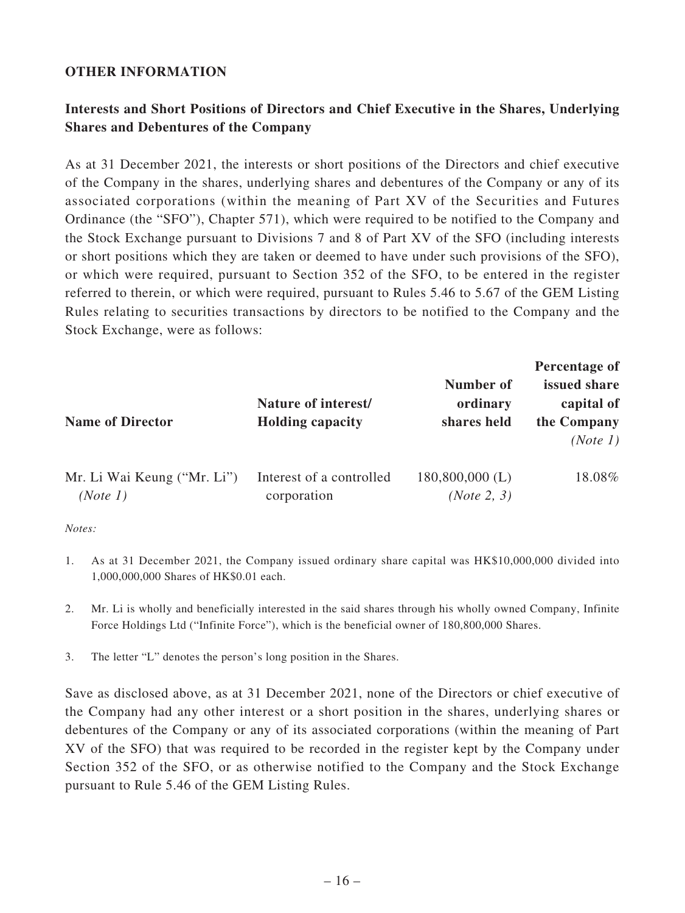## OTHER INFORMATION

### Interests and Short Positions of Directors and Chief Executive in the Shares, Underlying Shares and Debentures of the Company

As at 31 December 2021, the interests or short positions of the Directors and chief executive of the Company in the shares, underlying shares and debentures of the Company or any of its associated corporations (within the meaning of Part XV of the Securities and Futures Ordinance (the "SFO"), Chapter 571), which were required to be notified to the Company and the Stock Exchange pursuant to Divisions 7 and 8 of Part XV of the SFO (including interests or short positions which they are taken or deemed to have under such provisions of the SFO), or which were required, pursuant to Section 352 of the SFO, to be entered in the register referred to therein, or which were required, pursuant to Rules 5.46 to 5.67 of the GEM Listing Rules relating to securities transactions by directors to be notified to the Company and the Stock Exchange, were as follows:

| Name of Director | Nature of interest/ Holding capacity | Number of ordinary shares held | Percentage of issued share capital of the Company *(Note 1)* |
|---|---|---|---|
| Mr. Li Wai Keung ("Mr. Li") *(Note 1)* | Interest of a controlled corporation | 180,800,000 (L) *(Note 2, 3)* | 18.08% |

*Notes:*

1. As at 31 December 2021, the Company issued ordinary share capital was HK$10,000,000 divided into 1,000,000,000 Shares of HK$0.01 each.

2. Mr. Li is wholly and beneficially interested in the said shares through his wholly owned Company, Infinite Force Holdings Ltd ("Infinite Force"), which is the beneficial owner of 180,800,000 Shares.

3. The letter "L" denotes the person's long position in the Shares.

Save as disclosed above, as at 31 December 2021, none of the Directors or chief executive of the Company had any other interest or a short position in the shares, underlying shares or debentures of the Company or any of its associated corporations (within the meaning of Part XV of the SFO) that was required to be recorded in the register kept by the Company under Section 352 of the SFO, or as otherwise notified to the Company and the Stock Exchange pursuant to Rule 5.46 of the GEM Listing Rules.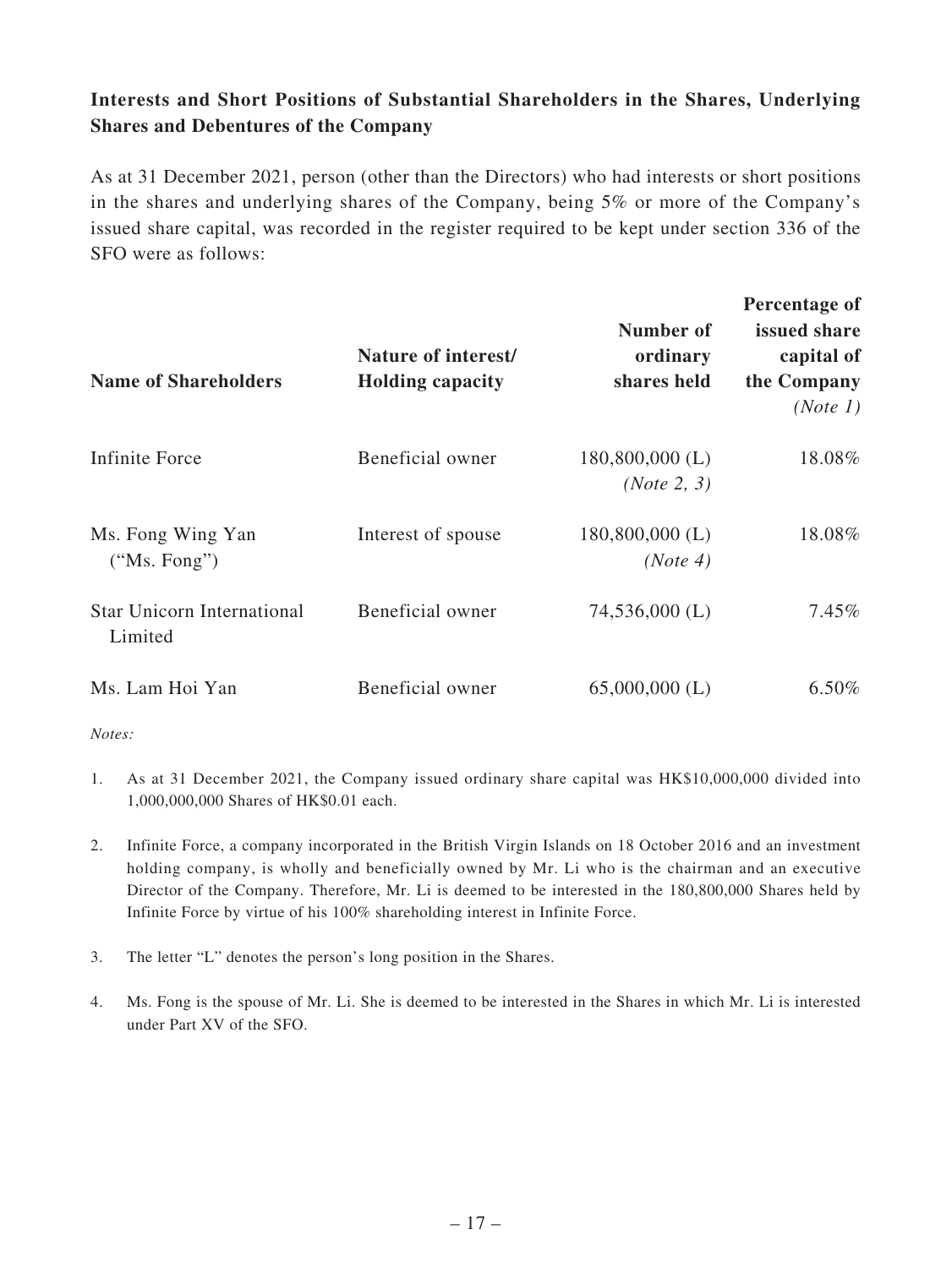## Interests and Short Positions of Substantial Shareholders in the Shares, Underlying Shares and Debentures of the Company

As at 31 December 2021, person (other than the Directors) who had interests or short positions in the shares and underlying shares of the Company, being 5% or more of the Company's issued share capital, was recorded in the register required to be kept under section 336 of the SFO were as follows:

| Name of Shareholders | Nature of interest/ Holding capacity | Number of ordinary shares held | Percentage of issued share capital of the Company *(Note 1)* |
|---|---|---|---|
| Infinite Force | Beneficial owner | 180,800,000 (L) *(Note 2, 3)* | 18.08% |
| Ms. Fong Wing Yan ("Ms. Fong") | Interest of spouse | 180,800,000 (L) *(Note 4)* | 18.08% |
| Star Unicorn International Limited | Beneficial owner | 74,536,000 (L) | 7.45% |
| Ms. Lam Hoi Yan | Beneficial owner | 65,000,000 (L) | 6.50% |

*Notes:*

1. As at 31 December 2021, the Company issued ordinary share capital was HK$10,000,000 divided into 1,000,000,000 Shares of HK$0.01 each.

2. Infinite Force, a company incorporated in the British Virgin Islands on 18 October 2016 and an investment holding company, is wholly and beneficially owned by Mr. Li who is the chairman and an executive Director of the Company. Therefore, Mr. Li is deemed to be interested in the 180,800,000 Shares held by Infinite Force by virtue of his 100% shareholding interest in Infinite Force.

3. The letter "L" denotes the person's long position in the Shares.

4. Ms. Fong is the spouse of Mr. Li. She is deemed to be interested in the Shares in which Mr. Li is interested under Part XV of the SFO.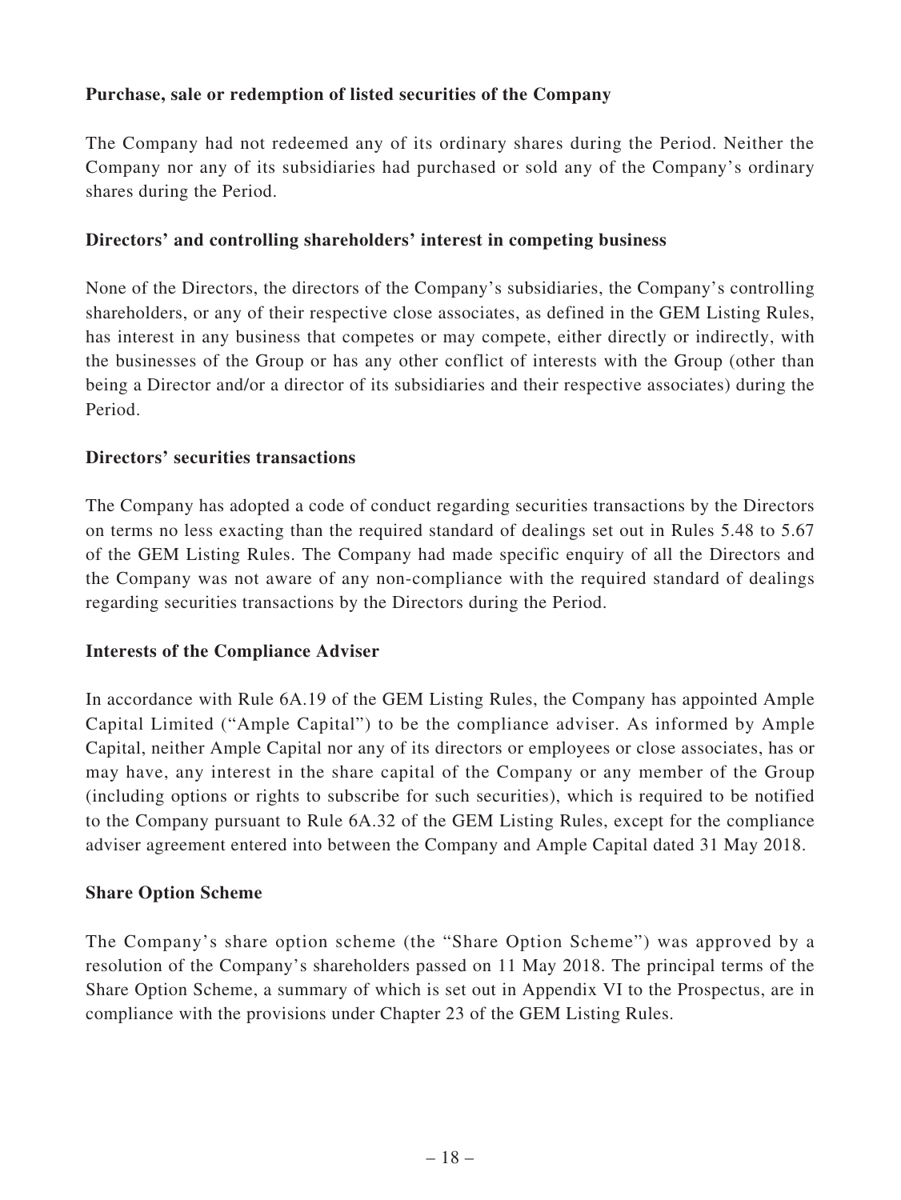**Purchase, sale or redemption of listed securities of the Company**

The Company had not redeemed any of its ordinary shares during the Period. Neither the Company nor any of its subsidiaries had purchased or sold any of the Company's ordinary shares during the Period.

**Directors' and controlling shareholders' interest in competing business**

None of the Directors, the directors of the Company's subsidiaries, the Company's controlling shareholders, or any of their respective close associates, as defined in the GEM Listing Rules, has interest in any business that competes or may compete, either directly or indirectly, with the businesses of the Group or has any other conflict of interests with the Group (other than being a Director and/or a director of its subsidiaries and their respective associates) during the Period.

**Directors' securities transactions**

The Company has adopted a code of conduct regarding securities transactions by the Directors on terms no less exacting than the required standard of dealings set out in Rules 5.48 to 5.67 of the GEM Listing Rules. The Company had made specific enquiry of all the Directors and the Company was not aware of any non-compliance with the required standard of dealings regarding securities transactions by the Directors during the Period.

**Interests of the Compliance Adviser**

In accordance with Rule 6A.19 of the GEM Listing Rules, the Company has appointed Ample Capital Limited ("Ample Capital") to be the compliance adviser. As informed by Ample Capital, neither Ample Capital nor any of its directors or employees or close associates, has or may have, any interest in the share capital of the Company or any member of the Group (including options or rights to subscribe for such securities), which is required to be notified to the Company pursuant to Rule 6A.32 of the GEM Listing Rules, except for the compliance adviser agreement entered into between the Company and Ample Capital dated 31 May 2018.

**Share Option Scheme**

The Company's share option scheme (the "Share Option Scheme") was approved by a resolution of the Company's shareholders passed on 11 May 2018. The principal terms of the Share Option Scheme, a summary of which is set out in Appendix VI to the Prospectus, are in compliance with the provisions under Chapter 23 of the GEM Listing Rules.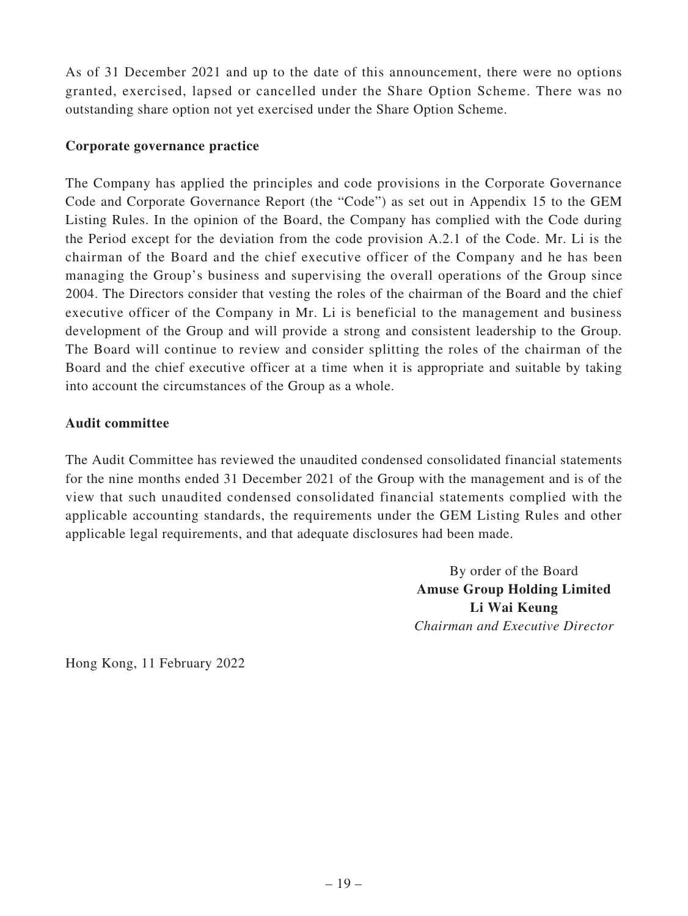As of 31 December 2021 and up to the date of this announcement, there were no options granted, exercised, lapsed or cancelled under the Share Option Scheme. There was no outstanding share option not yet exercised under the Share Option Scheme.

**Corporate governance practice**

The Company has applied the principles and code provisions in the Corporate Governance Code and Corporate Governance Report (the "Code") as set out in Appendix 15 to the GEM Listing Rules. In the opinion of the Board, the Company has complied with the Code during the Period except for the deviation from the code provision A.2.1 of the Code. Mr. Li is the chairman of the Board and the chief executive officer of the Company and he has been managing the Group's business and supervising the overall operations of the Group since 2004. The Directors consider that vesting the roles of the chairman of the Board and the chief executive officer of the Company in Mr. Li is beneficial to the management and business development of the Group and will provide a strong and consistent leadership to the Group. The Board will continue to review and consider splitting the roles of the chairman of the Board and the chief executive officer at a time when it is appropriate and suitable by taking into account the circumstances of the Group as a whole.

**Audit committee**

The Audit Committee has reviewed the unaudited condensed consolidated financial statements for the nine months ended 31 December 2021 of the Group with the management and is of the view that such unaudited condensed consolidated financial statements complied with the applicable accounting standards, the requirements under the GEM Listing Rules and other applicable legal requirements, and that adequate disclosures had been made.

By order of the Board
**Amuse Group Holding Limited**
**Li Wai Keung**
*Chairman and Executive Director*

Hong Kong, 11 February 2022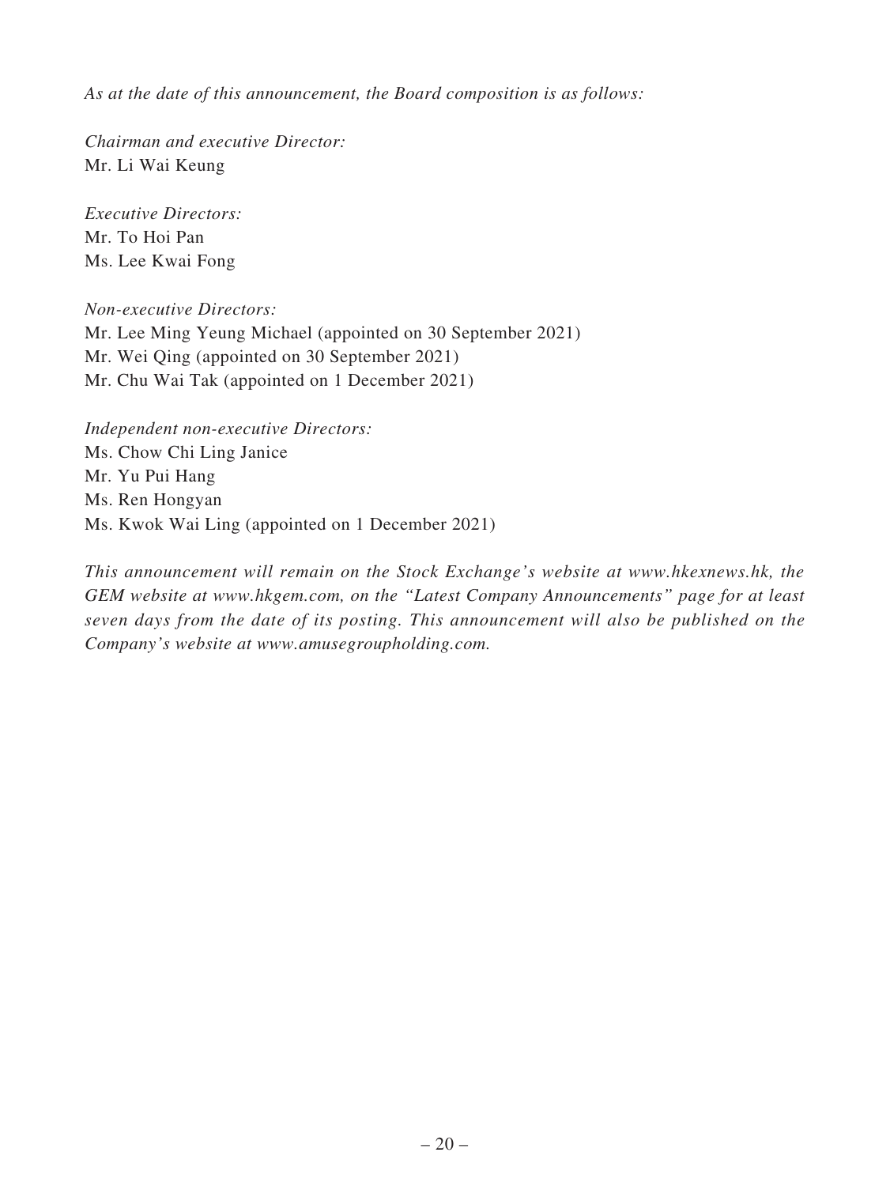*As at the date of this announcement, the Board composition is as follows:*

*Chairman and executive Director:*
Mr. Li Wai Keung

*Executive Directors:*
Mr. To Hoi Pan
Ms. Lee Kwai Fong

*Non-executive Directors:*
Mr. Lee Ming Yeung Michael (appointed on 30 September 2021)
Mr. Wei Qing (appointed on 30 September 2021)
Mr. Chu Wai Tak (appointed on 1 December 2021)

*Independent non-executive Directors:*
Ms. Chow Chi Ling Janice
Mr. Yu Pui Hang
Ms. Ren Hongyan
Ms. Kwok Wai Ling (appointed on 1 December 2021)

*This announcement will remain on the Stock Exchange's website at www.hkexnews.hk, the GEM website at www.hkgem.com, on the "Latest Company Announcements" page for at least seven days from the date of its posting. This announcement will also be published on the Company's website at www.amusegroupholding.com.*